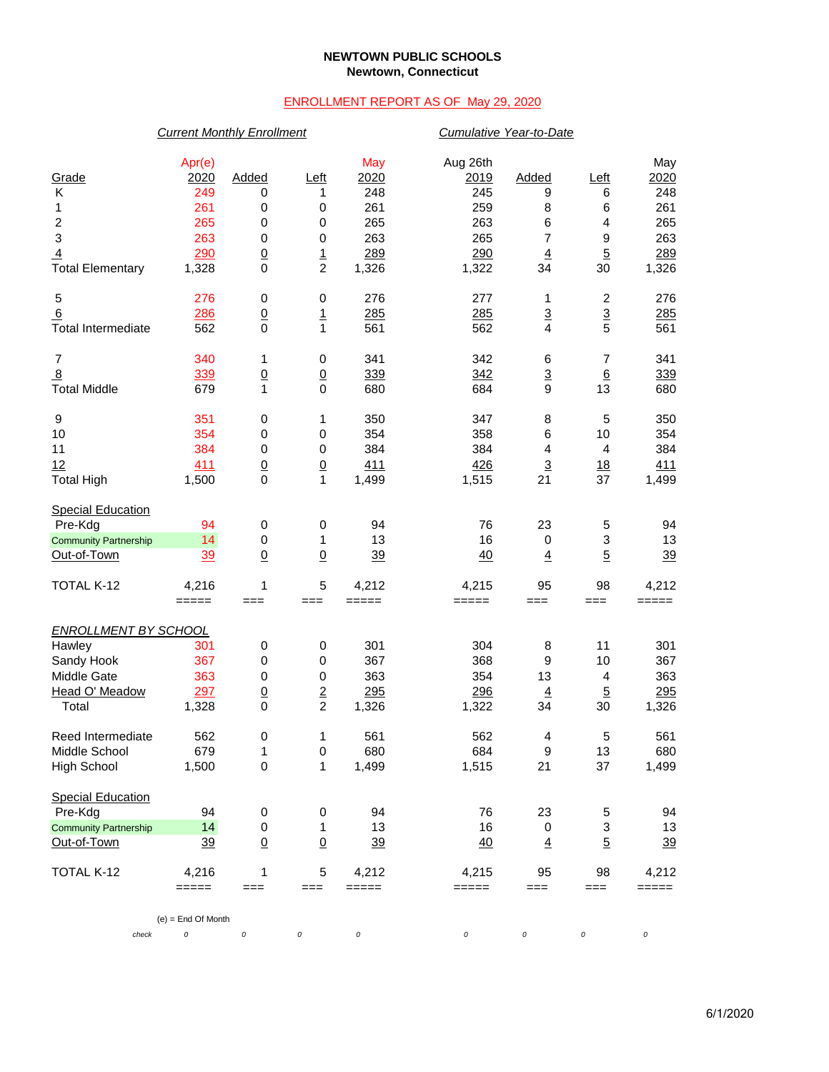**NEWTOWN PUBLIC SCHOOLS**
**Newtown, Connecticut**

ENROLLMENT REPORT AS OF May 29, 2020

| | *Current Monthly Enrollment* | | | | *Cumulative Year-to-Date* | | | |
|---|---|---|---|---|---|---|---|---|
| Grade | Apr(e) 2020 | Added | Left | May 2020 | Aug 26th 2019 | Added | Left | May 2020 |
| K | 249 | 0 | 1 | 248 | 245 | 9 | 6 | 248 |
| 1 | 261 | 0 | 0 | 261 | 259 | 8 | 6 | 261 |
| 2 | 265 | 0 | 0 | 265 | 263 | 6 | 4 | 265 |
| 3 | 263 | 0 | 0 | 263 | 265 | 7 | 9 | 263 |
| 4 | 290 | 0 | 1 | 289 | 290 | 4 | 5 | 289 |
| Total Elementary | 1,328 | 0 | 2 | 1,326 | 1,322 | 34 | 30 | 1,326 |
| 5 | 276 | 0 | 0 | 276 | 277 | 1 | 2 | 276 |
| 6 | 286 | 0 | 1 | 285 | 285 | 3 | 3 | 285 |
| Total Intermediate | 562 | 0 | 1 | 561 | 562 | 4 | 5 | 561 |
| 7 | 340 | 1 | 0 | 341 | 342 | 6 | 7 | 341 |
| 8 | 339 | 0 | 0 | 339 | 342 | 3 | 6 | 339 |
| Total Middle | 679 | 1 | 0 | 680 | 684 | 9 | 13 | 680 |
| 9 | 351 | 0 | 1 | 350 | 347 | 8 | 5 | 350 |
| 10 | 354 | 0 | 0 | 354 | 358 | 6 | 10 | 354 |
| 11 | 384 | 0 | 0 | 384 | 384 | 4 | 4 | 384 |
| 12 | 411 | 0 | 0 | 411 | 426 | 3 | 18 | 411 |
| Total High | 1,500 | 0 | 1 | 1,499 | 1,515 | 21 | 37 | 1,499 |
| Special Education | | | | | | | | |
| Pre-Kdg | 94 | 0 | 0 | 94 | 76 | 23 | 5 | 94 |
| Community Partnership | 14 | 0 | 1 | 13 | 16 | 0 | 3 | 13 |
| Out-of-Town | 39 | 0 | 0 | 39 | 40 | 4 | 5 | 39 |
| TOTAL K-12 | 4,216 | 1 | 5 | 4,212 | 4,215 | 95 | 98 | 4,212 |

| *ENROLLMENT BY SCHOOL* | Apr(e) 2020 | Added | Left | May 2020 | Aug 26th 2019 | Added | Left | May 2020 |
|---|---|---|---|---|---|---|---|---|
| Hawley | 301 | 0 | 0 | 301 | 304 | 8 | 11 | 301 |
| Sandy Hook | 367 | 0 | 0 | 367 | 368 | 9 | 10 | 367 |
| Middle Gate | 363 | 0 | 0 | 363 | 354 | 13 | 4 | 363 |
| Head O' Meadow | 297 | 0 | 2 | 295 | 296 | 4 | 5 | 295 |
| Total | 1,328 | 0 | 2 | 1,326 | 1,322 | 34 | 30 | 1,326 |
| Reed Intermediate | 562 | 0 | 1 | 561 | 562 | 4 | 5 | 561 |
| Middle School | 679 | 1 | 0 | 680 | 684 | 9 | 13 | 680 |
| High School | 1,500 | 0 | 1 | 1,499 | 1,515 | 21 | 37 | 1,499 |
| Special Education | | | | | | | | |
| Pre-Kdg | 94 | 0 | 0 | 94 | 76 | 23 | 5 | 94 |
| Community Partnership | 14 | 0 | 1 | 13 | 16 | 0 | 3 | 13 |
| Out-of-Town | 39 | 0 | 0 | 39 | 40 | 4 | 5 | 39 |
| TOTAL K-12 | 4,216 | 1 | 5 | 4,212 | 4,215 | 95 | 98 | 4,212 |
| check | 0 | 0 | 0 | 0 | 0 | 0 | 0 | 0 |

(e) = End Of Month

6/1/2020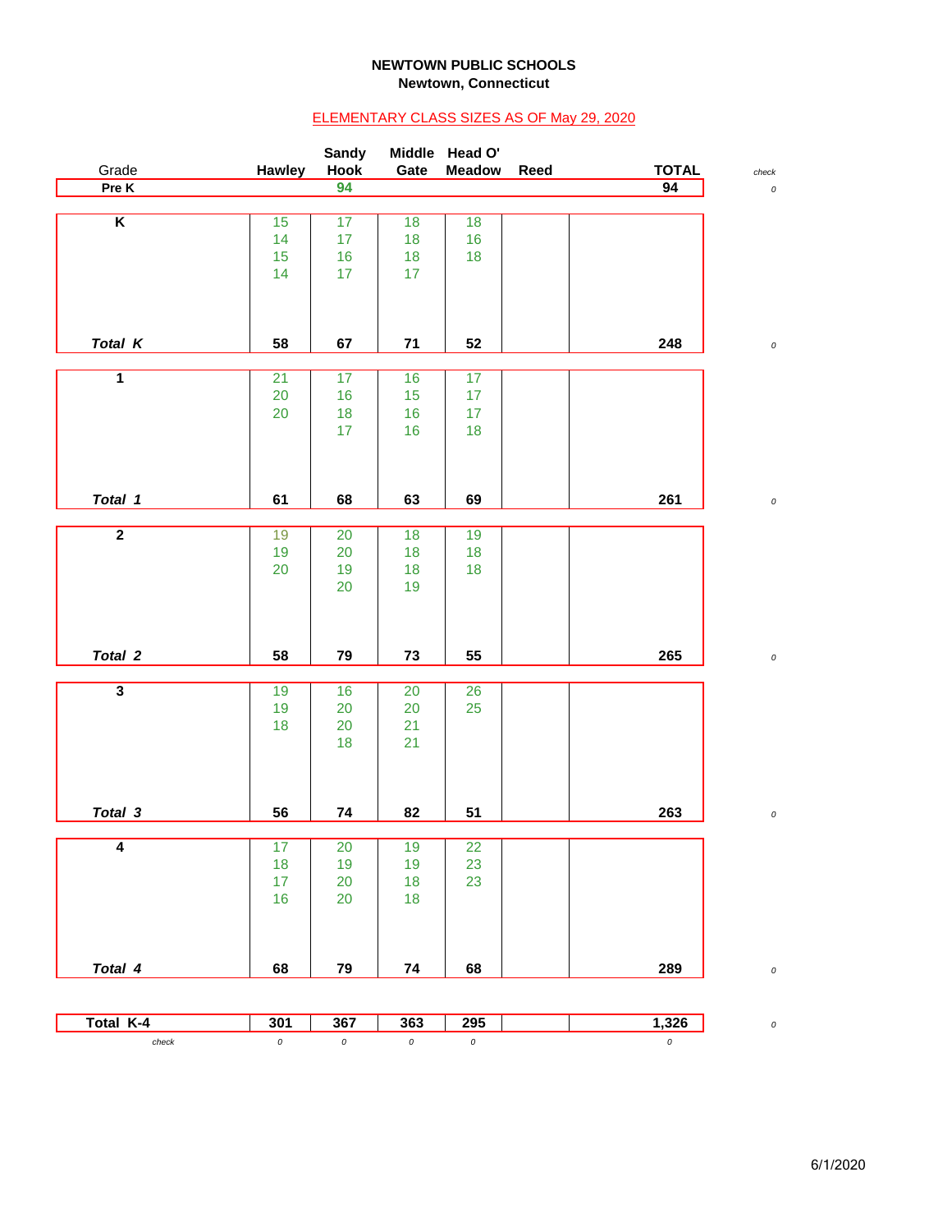**NEWTOWN PUBLIC SCHOOLS**
**Newtown, Connecticut**

ELEMENTARY CLASS SIZES AS OF May 29, 2020

| Grade | Hawley | Sandy Hook | Middle Gate | Head O' Meadow | Reed | TOTAL | check |
|---|---|---|---|---|---|---|---|
| **Pre K** | | 94 | | | | **94** | 0 |
| **K** | 15 | 17 | 18 | 18 | | | |
| | 14 | 17 | 18 | 16 | | | |
| | 15 | 16 | 18 | 18 | | | |
| | 14 | 17 | 17 | | | | |
| ***Total K*** | **58** | **67** | **71** | **52** | | **248** | 0 |
| **1** | 21 | 17 | 16 | 17 | | | |
| | 20 | 16 | 15 | 17 | | | |
| | 20 | 18 | 16 | 17 | | | |
| | | 17 | 16 | 18 | | | |
| ***Total 1*** | **61** | **68** | **63** | **69** | | **261** | 0 |
| **2** | 19 | 20 | 18 | 19 | | | |
| | 19 | 20 | 18 | 18 | | | |
| | 20 | 19 | 18 | 18 | | | |
| | | 20 | 19 | | | | |
| ***Total 2*** | **58** | **79** | **73** | **55** | | **265** | 0 |
| **3** | 19 | 16 | 20 | 26 | | | |
| | 19 | 20 | 20 | 25 | | | |
| | 18 | 20 | 21 | | | | |
| | | 18 | 21 | | | | |
| ***Total 3*** | **56** | **74** | **82** | **51** | | **263** | 0 |
| **4** | 17 | 20 | 19 | 22 | | | |
| | 18 | 19 | 19 | 23 | | | |
| | 17 | 20 | 18 | 23 | | | |
| | 16 | 20 | 18 | | | | |
| ***Total 4*** | **68** | **79** | **74** | **68** | | **289** | 0 |
| **Total K-4** | **301** | **367** | **363** | **295** | | **1,326** | 0 |
| *check* | *0* | *0* | *0* | *0* | | *0* | |

6/1/2020